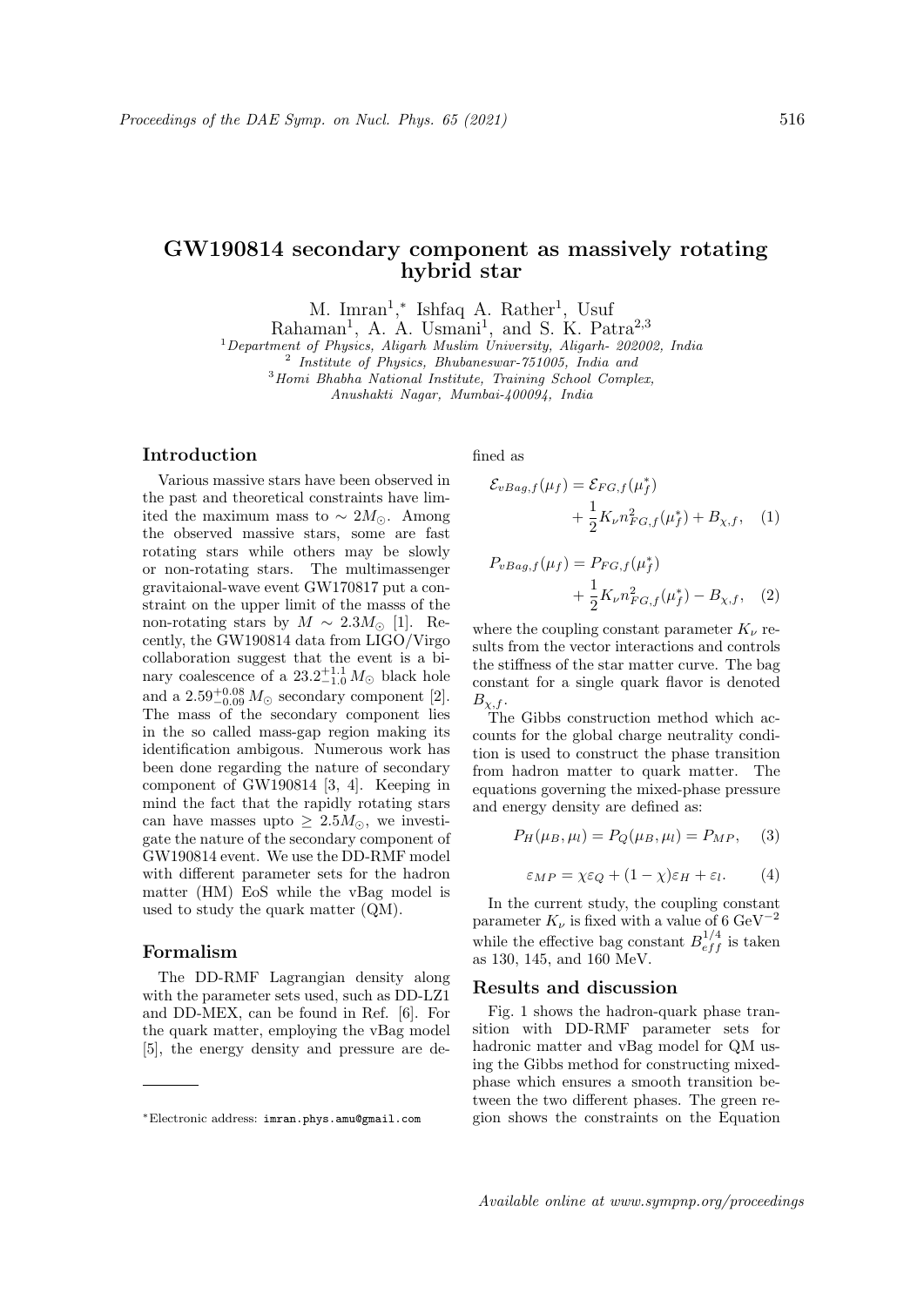# GW190814 secondary component as massively rotating hybrid star

M. Imran[1,*] Ishfaq A. Rather[1], Usuf Rahaman[1], A. A. Usmani[1], and S. K. Patra[2,3]

[1] *Department of Physics, Aligarh Muslim University, Aligarh- 202002, India*
[2] *Institute of Physics, Bhubaneswar-751005, India and*
[3] *Homi Bhabha National Institute, Training School Complex, Anushakti Nagar, Mumbai-400094, India*

## Introduction

Various massive stars have been observed in the past and theoretical constraints have limited the maximum mass to $\sim 2M_{\odot}$. Among the observed massive stars, some are fast rotating stars while others may be slowly or non-rotating stars. The multimessenger gravitaional-wave event GW170817 put a constraint on the upper limit of the masss of the non-rotating stars by $M \sim 2.3M_{\odot}$ [1]. Recently, the GW190814 data from LIGO/Virgo collaboration suggest that the event is a binary coalescence of a $23.2^{+1.1}_{-1.0} M_{\odot}$ black hole and a $2.59^{+0.08}_{-0.09} M_{\odot}$ secondary component [2]. The mass of the secondary component lies in the so called mass-gap region making its identification ambigous. Numerous work has been done regarding the nature of secondary component of GW190814 [3, 4]. Keeping in mind the fact that the rapidly rotating stars can have masses upto $\geq 2.5M_{\odot}$, we investigate the nature of the secondary component of GW190814 event. We use the DD-RMF model with different parameter sets for the hadron matter (HM) EoS while the vBag model is used to study the quark matter (QM).

## Formalism

The DD-RMF Lagrangian density along with the parameter sets used, such as DD-LZ1 and DD-MEX, can be found in Ref. [6]. For the quark matter, employing the vBag model [5], the energy density and pressure are defined as

$$\mathcal{E}_{vBag,f}(\mu_f) = \mathcal{E}_{FG,f}(\mu_f^*) + \frac{1}{2}K_\nu n_{FG,f}^2(\mu_f^*) + B_{\chi,f}, \quad (1)$$

$$P_{vBag,f}(\mu_f) = P_{FG,f}(\mu_f^*) + \frac{1}{2}K_\nu n_{FG,f}^2(\mu_f^*) - B_{\chi,f}, \quad (2)$$

where the coupling constant parameter $K_\nu$ results from the vector interactions and controls the stiffness of the star matter curve. The bag constant for a single quark flavor is denoted $B_{\chi,f}$.

The Gibbs construction method which accounts for the global charge neutrality condition is used to construct the phase transition from hadron matter to quark matter. The equations governing the mixed-phase pressure and energy density are defined as:

$$P_H(\mu_B, \mu_l) = P_Q(\mu_B, \mu_l) = P_{MP}, \quad (3)$$

$$\varepsilon_{MP} = \chi\varepsilon_Q + (1-\chi)\varepsilon_H + \varepsilon_l. \quad (4)$$

In the current study, the coupling constant parameter $K_\nu$ is fixed with a value of 6 $\text{GeV}^{-2}$ while the effective bag constant $B_{eff}^{1/4}$ is taken as 130, 145, and 160 MeV.

## Results and discussion

Fig. 1 shows the hadron-quark phase transition with DD-RMF parameter sets for hadronic matter and vBag model for QM using the Gibbs method for constructing mixed-phase which ensures a smooth transition between the two different phases. The green region shows the constraints on the Equation

---

*Electronic address: imran.phys.amu@gmail.com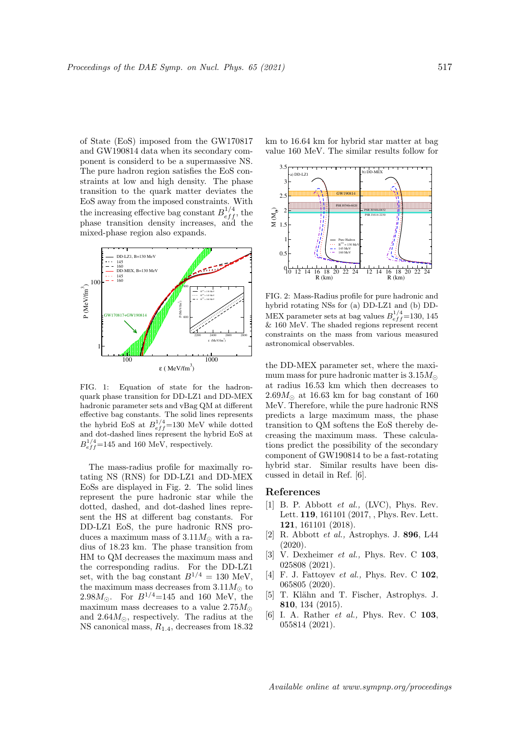of State (EoS) imposed from the GW170817 and GW190814 data when its secondary component is considerd to be a supermassive NS. The pure hadron region satisfies the EoS constraints at low and high density. The phase transition to the quark matter deviates the EoS away from the imposed constraints. With the increasing effective bag constant $B_{eff}^{1/4}$, the phase transition density increases, and the mixed-phase region also expands.

DD-LZ1, B=130 MeV
145
160
DD-MEX, B=130 MeV
145
160

GW170817+GW190814

P (MeV/fm$^3$)
ε ( MeV/fm$^3$)

FIG. 1: Equation of state for the hadron-quark phase transition for DD-LZ1 and DD-MEX hadronic parameter sets and vBag QM at different effective bag constants. The solid lines represents the hybrid EoS at $B_{eff}^{1/4}$=130 MeV while dotted and dot-dashed lines represent the hybrid EoS at $B_{eff}^{1/4}$=145 and 160 MeV, respectively.

The mass-radius profile for maximally rotating NS (RNS) for DD-LZ1 and DD-MEX EoSs are displayed in Fig. 2. The solid lines represent the pure hadronic star while the dotted, dashed, and dot-dashed lines represent the HS at different bag constants. For DD-LZ1 EoS, the pure hadronic RNS produces a maximum mass of $3.11M_\odot$ with a radius of 18.23 km. The phase transition from HM to QM decreases the maximum mass and the corresponding radius. For the DD-LZ1 set, with the bag constant $B^{1/4}$ = 130 MeV, the maximum mass decreases from $3.11M_\odot$ to $2.98M_\odot$. For $B^{1/4}$=145 and 160 MeV, the maximum mass decreases to a value $2.75M_\odot$ and $2.64M_\odot$, respectively. The radius at the NS canonical mass, $R_{1.4}$, decreases from 18.32 km to 16.64 km for hybrid star matter at bag value 160 MeV. The similar results follow for

a) DD-LZ1
b) DD-MEX
GW190814
PSR J0740+6620
PSR J0348+0432
PSR J1614-2230
Pure Hadron
$B^{1/4}$ = 130 MeV
145 MeV
160 MeV
M ($M_\odot$)
R (km)

FIG. 2: Mass-Radius profile for pure hadronic and hybrid rotating NSs for (a) DD-LZ1 and (b) DD-MEX parameter sets at bag values $B_{eff}^{1/4}$=130, 145 & 160 MeV. The shaded regions represent recent constraints on the mass from various measured astronomical observables.

the DD-MEX parameter set, where the maximum mass for pure hadronic matter is $3.15M_\odot$ at radius 16.53 km which then decreases to $2.69M_\odot$ at 16.63 km for bag constant of 160 MeV. Therefore, while the pure hadronic RNS predicts a large maximum mass, the phase transition to QM softens the EoS thereby decreasing the maximum mass. These calculations predict the possibility of the secondary component of GW190814 to be a fast-rotating hybrid star. Similar results have been discussed in detail in Ref. [6].

## References

[1] B. P. Abbott *et al.,* (LVC), Phys. Rev. Lett. **119**, 161101 (2017, , Phys. Rev. Lett. **121**, 161101 (2018).

[2] R. Abbott *et al.,* Astrophys. J. **896**, L44 (2020).

[3] V. Dexheimer *et al.,* Phys. Rev. C **103**, 025808 (2021).

[4] F. J. Fattoyev *et al.,* Phys. Rev. C **102**, 065805 (2020).

[5] T. Klähn and T. Fischer, Astrophys. J. **810**, 134 (2015).

[6] I. A. Rather *et al.,* Phys. Rev. C **103**, 055814 (2021).